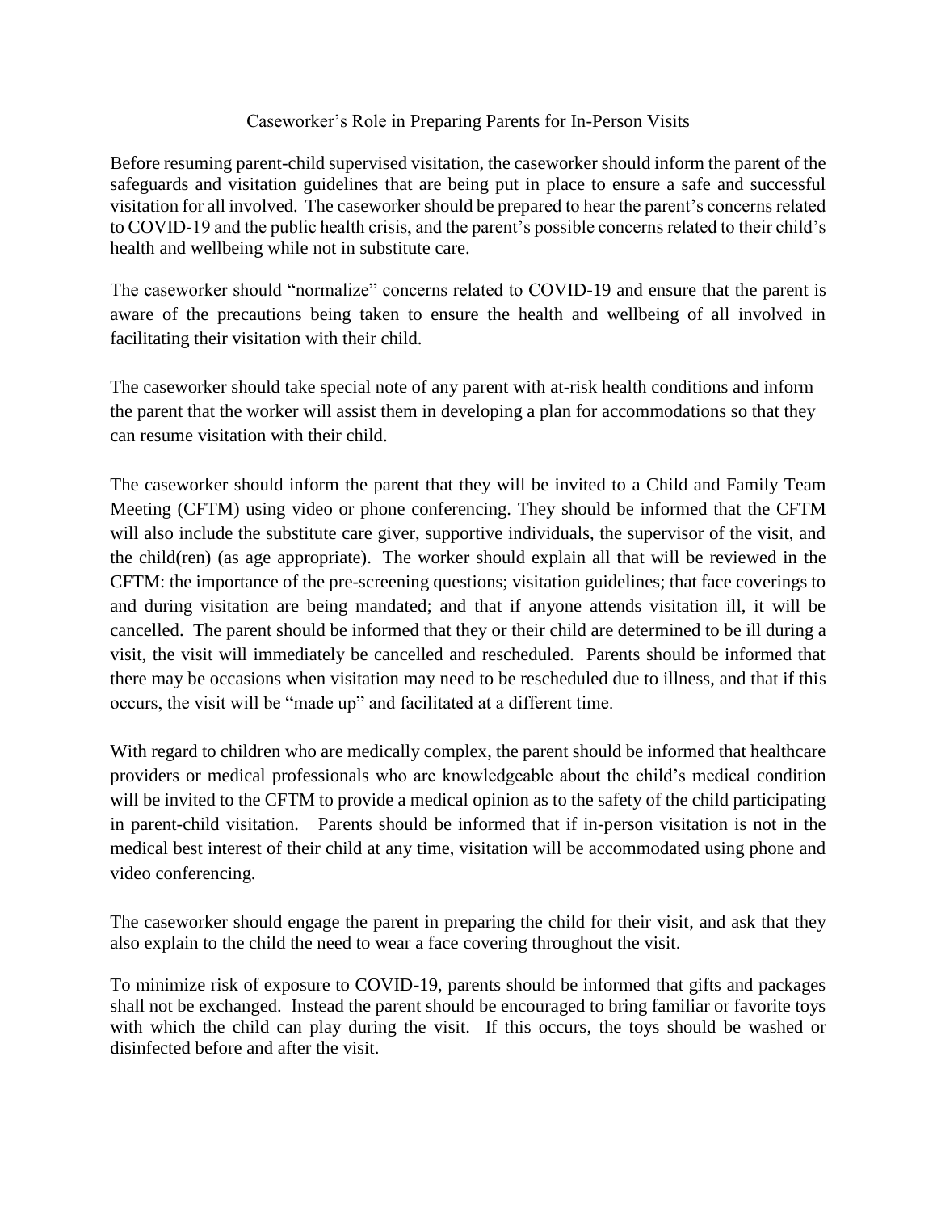# Caseworker's Role in Preparing Parents for In-Person Visits

Before resuming parent-child supervised visitation, the caseworker should inform the parent of the safeguards and visitation guidelines that are being put in place to ensure a safe and successful visitation for all involved. The caseworker should be prepared to hear the parent's concerns related to COVID-19 and the public health crisis, and the parent's possible concerns related to their child's health and wellbeing while not in substitute care.

The caseworker should "normalize" concerns related to COVID-19 and ensure that the parent is aware of the precautions being taken to ensure the health and wellbeing of all involved in facilitating their visitation with their child.

The caseworker should take special note of any parent with at-risk health conditions and inform the parent that the worker will assist them in developing a plan for accommodations so that they can resume visitation with their child.

The caseworker should inform the parent that they will be invited to a Child and Family Team Meeting (CFTM) using video or phone conferencing. They should be informed that the CFTM will also include the substitute care giver, supportive individuals, the supervisor of the visit, and the child(ren) (as age appropriate). The worker should explain all that will be reviewed in the CFTM: the importance of the pre-screening questions; visitation guidelines; that face coverings to and during visitation are being mandated; and that if anyone attends visitation ill, it will be cancelled. The parent should be informed that they or their child are determined to be ill during a visit, the visit will immediately be cancelled and rescheduled. Parents should be informed that there may be occasions when visitation may need to be rescheduled due to illness, and that if this occurs, the visit will be "made up" and facilitated at a different time.

With regard to children who are medically complex, the parent should be informed that healthcare providers or medical professionals who are knowledgeable about the child's medical condition will be invited to the CFTM to provide a medical opinion as to the safety of the child participating in parent-child visitation. Parents should be informed that if in-person visitation is not in the medical best interest of their child at any time, visitation will be accommodated using phone and video conferencing.

The caseworker should engage the parent in preparing the child for their visit, and ask that they also explain to the child the need to wear a face covering throughout the visit.

To minimize risk of exposure to COVID-19, parents should be informed that gifts and packages shall not be exchanged. Instead the parent should be encouraged to bring familiar or favorite toys with which the child can play during the visit. If this occurs, the toys should be washed or disinfected before and after the visit.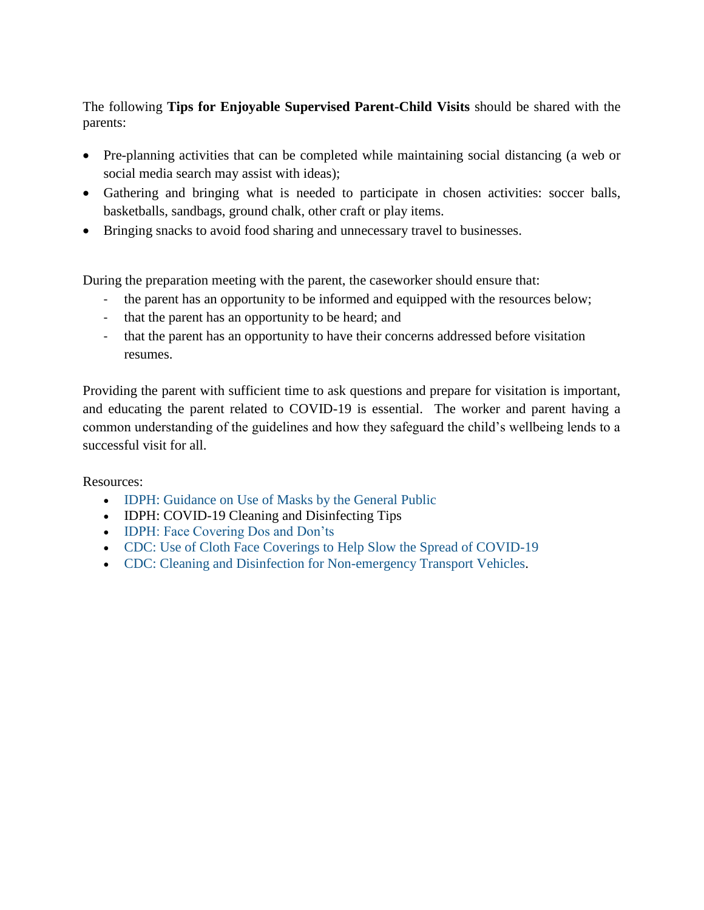The following **Tips for Enjoyable Supervised Parent-Child Visits** should be shared with the parents:

- Pre-planning activities that can be completed while maintaining social distancing (a web or social media search may assist with ideas);
- Gathering and bringing what is needed to participate in chosen activities: soccer balls, basketballs, sandbags, ground chalk, other craft or play items.
- Bringing snacks to avoid food sharing and unnecessary travel to businesses.

During the preparation meeting with the parent, the caseworker should ensure that:

- the parent has an opportunity to be informed and equipped with the resources below;
- that the parent has an opportunity to be heard; and
- that the parent has an opportunity to have their concerns addressed before visitation resumes.

Providing the parent with sufficient time to ask questions and prepare for visitation is important, and educating the parent related to COVID-19 is essential. The worker and parent having a common understanding of the guidelines and how they safeguard the child's wellbeing lends to a successful visit for all.

Resources:

- IDPH: Guidance on Use of Masks by the General Public
- IDPH: COVID-19 Cleaning and Disinfecting Tips
- IDPH: Face Covering Dos and Don'ts
- CDC: Use of Cloth Face Coverings to Help Slow the Spread of COVID-19
- CDC: Cleaning and Disinfection for Non-emergency Transport Vehicles.